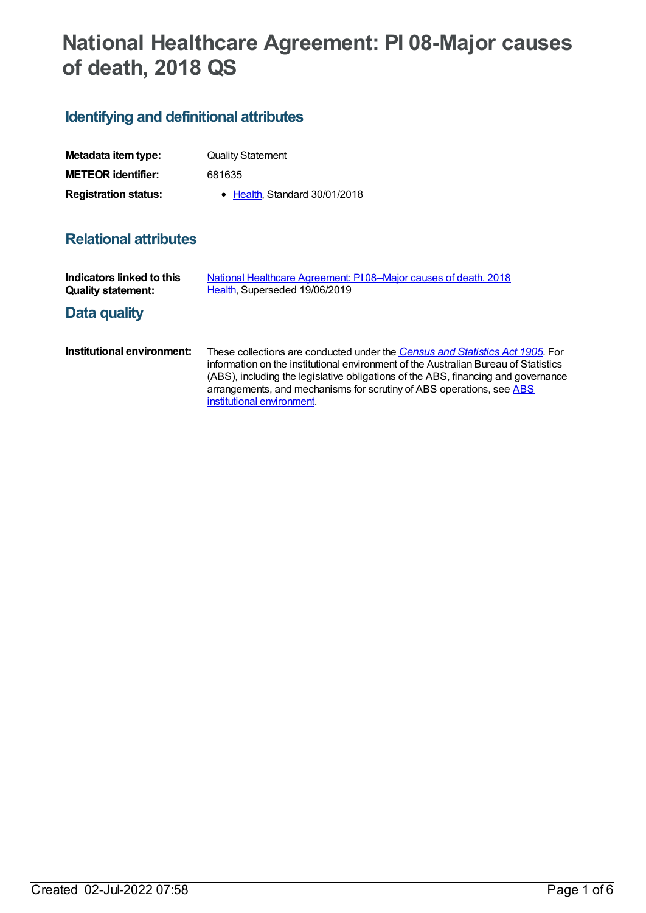# National Healthcare Agreement: PI 08-Major causes of death, 2018 QS

## Identifying and definitional attributes

| | |
|---|---|
| **Metadata item type:** | Quality Statement |
| **METEOR identifier:** | 681635 |
| **Registration status:** | • Health, Standard 30/01/2018 |

## Relational attributes

| | |
|---|---|
| **Indicators linked to this Quality statement:** | National Healthcare Agreement: PI 08–Major causes of death, 2018 Health, Superseded 19/06/2019 |

## Data quality

| | |
|---|---|
| **Institutional environment:** | These collections are conducted under the *Census and Statistics Act 1905*. For information on the institutional environment of the Australian Bureau of Statistics (ABS), including the legislative obligations of the ABS, financing and governance arrangements, and mechanisms for scrutiny of ABS operations, see ABS institutional environment. |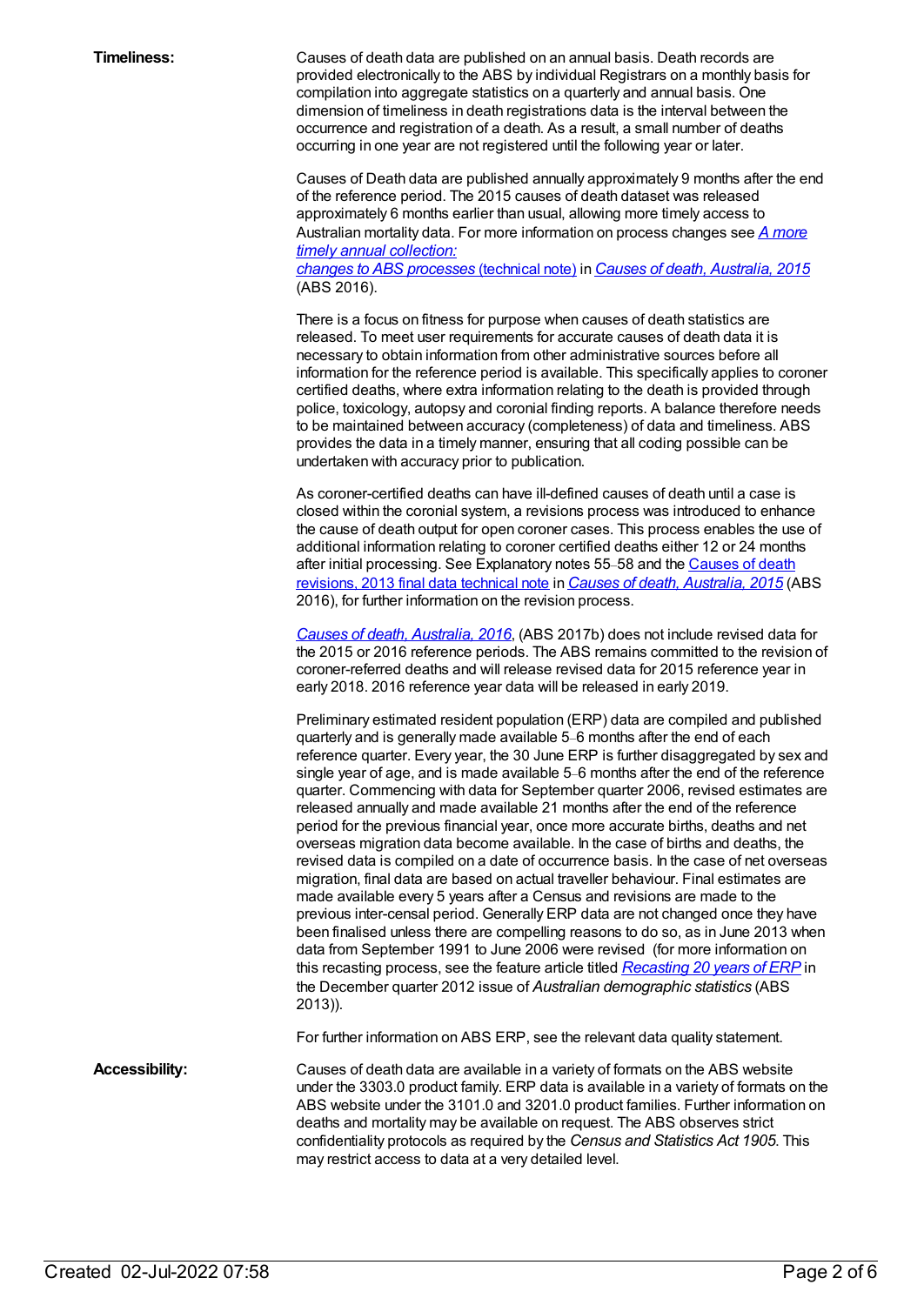**Timeliness:**

Causes of death data are published on an annual basis. Death records are provided electronically to the ABS by individual Registrars on a monthly basis for compilation into aggregate statistics on a quarterly and annual basis. One dimension of timeliness in death registrations data is the interval between the occurrence and registration of a death. As a result, a small number of deaths occurring in one year are not registered until the following year or later.

Causes of Death data are published annually approximately 9 months after the end of the reference period. The 2015 causes of death dataset was released approximately 6 months earlier than usual, allowing more timely access to Australian mortality data. For more information on process changes see *A more timely annual collection: changes to ABS processes* (technical note) in *Causes of death, Australia, 2015* (ABS 2016).

There is a focus on fitness for purpose when causes of death statistics are released. To meet user requirements for accurate causes of death data it is necessary to obtain information from other administrative sources before all information for the reference period is available. This specifically applies to coroner certified deaths, where extra information relating to the death is provided through police, toxicology, autopsy and coronial finding reports. A balance therefore needs to be maintained between accuracy (completeness) of data and timeliness. ABS provides the data in a timely manner, ensuring that all coding possible can be undertaken with accuracy prior to publication.

As coroner-certified deaths can have ill-defined causes of death until a case is closed within the coronial system, a revisions process was introduced to enhance the cause of death output for open coroner cases. This process enables the use of additional information relating to coroner certified deaths either 12 or 24 months after initial processing. See Explanatory notes 55–58 and the Causes of death revisions, 2013 final data technical note in *Causes of death, Australia, 2015* (ABS 2016), for further information on the revision process.

*Causes of death, Australia, 2016*, (ABS 2017b) does not include revised data for the 2015 or 2016 reference periods. The ABS remains committed to the revision of coroner-referred deaths and will release revised data for 2015 reference year in early 2018. 2016 reference year data will be released in early 2019.

Preliminary estimated resident population (ERP) data are compiled and published quarterly and is generally made available 5–6 months after the end of each reference quarter. Every year, the 30 June ERP is further disaggregated by sex and single year of age, and is made available 5–6 months after the end of the reference quarter. Commencing with data for September quarter 2006, revised estimates are released annually and made available 21 months after the end of the reference period for the previous financial year, once more accurate births, deaths and net overseas migration data become available. In the case of births and deaths, the revised data is compiled on a date of occurrence basis. In the case of net overseas migration, final data are based on actual traveller behaviour. Final estimates are made available every 5 years after a Census and revisions are made to the previous inter-censal period. Generally ERP data are not changed once they have been finalised unless there are compelling reasons to do so, as in June 2013 when data from September 1991 to June 2006 were revised (for more information on this recasting process, see the feature article titled *Recasting 20 years of ERP* in the December quarter 2012 issue of *Australian demographic statistics* (ABS 2013)).

For further information on ABS ERP, see the relevant data quality statement.

**Accessibility:**

Causes of death data are available in a variety of formats on the ABS website under the 3303.0 product family. ERP data is available in a variety of formats on the ABS website under the 3101.0 and 3201.0 product families. Further information on deaths and mortality may be available on request. The ABS observes strict confidentiality protocols as required by the *Census and Statistics Act 1905*. This may restrict access to data at a very detailed level.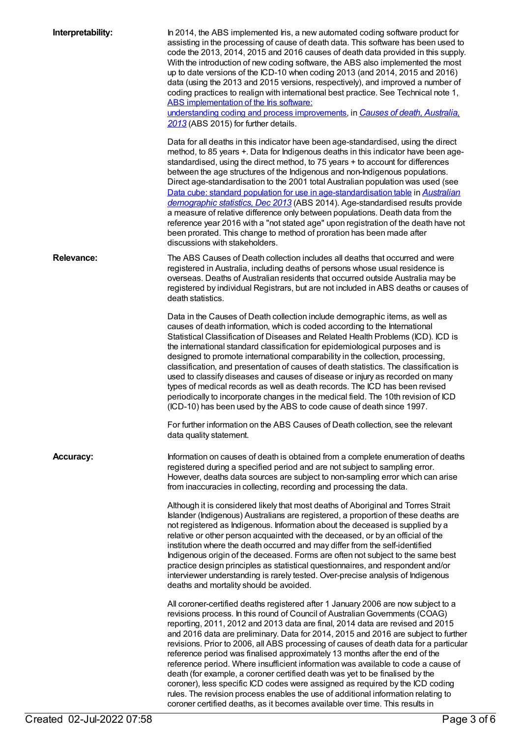**Interpretability:**

In 2014, the ABS implemented Iris, a new automated coding software product for assisting in the processing of cause of death data. This software has been used to code the 2013, 2014, 2015 and 2016 causes of death data provided in this supply. With the introduction of new coding software, the ABS also implemented the most up to date versions of the ICD-10 when coding 2013 (and 2014, 2015 and 2016) data (using the 2013 and 2015 versions, respectively), and improved a number of coding practices to realign with international best practice. See Technical note 1, [ABS implementation of the Iris software: understanding coding and process improvements](), in [*Causes of death, Australia, 2013*]() (ABS 2015) for further details.

Data for all deaths in this indicator have been age-standardised, using the direct method, to 85 years +. Data for Indigenous deaths in this indicator have been age-standardised, using the direct method, to 75 years + to account for differences between the age structures of the Indigenous and non-Indigenous populations. Direct age-standardisation to the 2001 total Australian population was used (see [Data cube: standard population for use in age-standardisation table]() in [*Australian demographic statistics, Dec 2013*]() (ABS 2014). Age-standardised results provide a measure of relative difference only between populations. Death data from the reference year 2016 with a "not stated age" upon registration of the death have not been prorated. This change to method of proration has been made after discussions with stakeholders.

**Relevance:**

The ABS Causes of Death collection includes all deaths that occurred and were registered in Australia, including deaths of persons whose usual residence is overseas. Deaths of Australian residents that occurred outside Australia may be registered by individual Registrars, but are not included in ABS deaths or causes of death statistics.

Data in the Causes of Death collection include demographic items, as well as causes of death information, which is coded according to the International Statistical Classification of Diseases and Related Health Problems (ICD). ICD is the international standard classification for epidemiological purposes and is designed to promote international comparability in the collection, processing, classification, and presentation of causes of death statistics. The classification is used to classify diseases and causes of disease or injury as recorded on many types of medical records as well as death records. The ICD has been revised periodically to incorporate changes in the medical field. The 10th revision of ICD (ICD-10) has been used by the ABS to code cause of death since 1997.

For further information on the ABS Causes of Death collection, see the relevant data quality statement.

**Accuracy:**

Information on causes of death is obtained from a complete enumeration of deaths registered during a specified period and are not subject to sampling error. However, deaths data sources are subject to non-sampling error which can arise from inaccuracies in collecting, recording and processing the data.

Although it is considered likely that most deaths of Aboriginal and Torres Strait Islander (Indigenous) Australians are registered, a proportion of these deaths are not registered as Indigenous. Information about the deceased is supplied by a relative or other person acquainted with the deceased, or by an official of the institution where the death occurred and may differ from the self-identified Indigenous origin of the deceased. Forms are often not subject to the same best practice design principles as statistical questionnaires, and respondent and/or interviewer understanding is rarely tested. Over-precise analysis of Indigenous deaths and mortality should be avoided.

All coroner-certified deaths registered after 1 January 2006 are now subject to a revisions process. In this round of Council of Australian Governments (COAG) reporting, 2011, 2012 and 2013 data are final, 2014 data are revised and 2015 and 2016 data are preliminary. Data for 2014, 2015 and 2016 are subject to further revisions. Prior to 2006, all ABS processing of causes of death data for a particular reference period was finalised approximately 13 months after the end of the reference period. Where insufficient information was available to code a cause of death (for example, a coroner certified death was yet to be finalised by the coroner), less specific ICD codes were assigned as required by the ICD coding rules. The revision process enables the use of additional information relating to coroner certified deaths, as it becomes available over time. This results in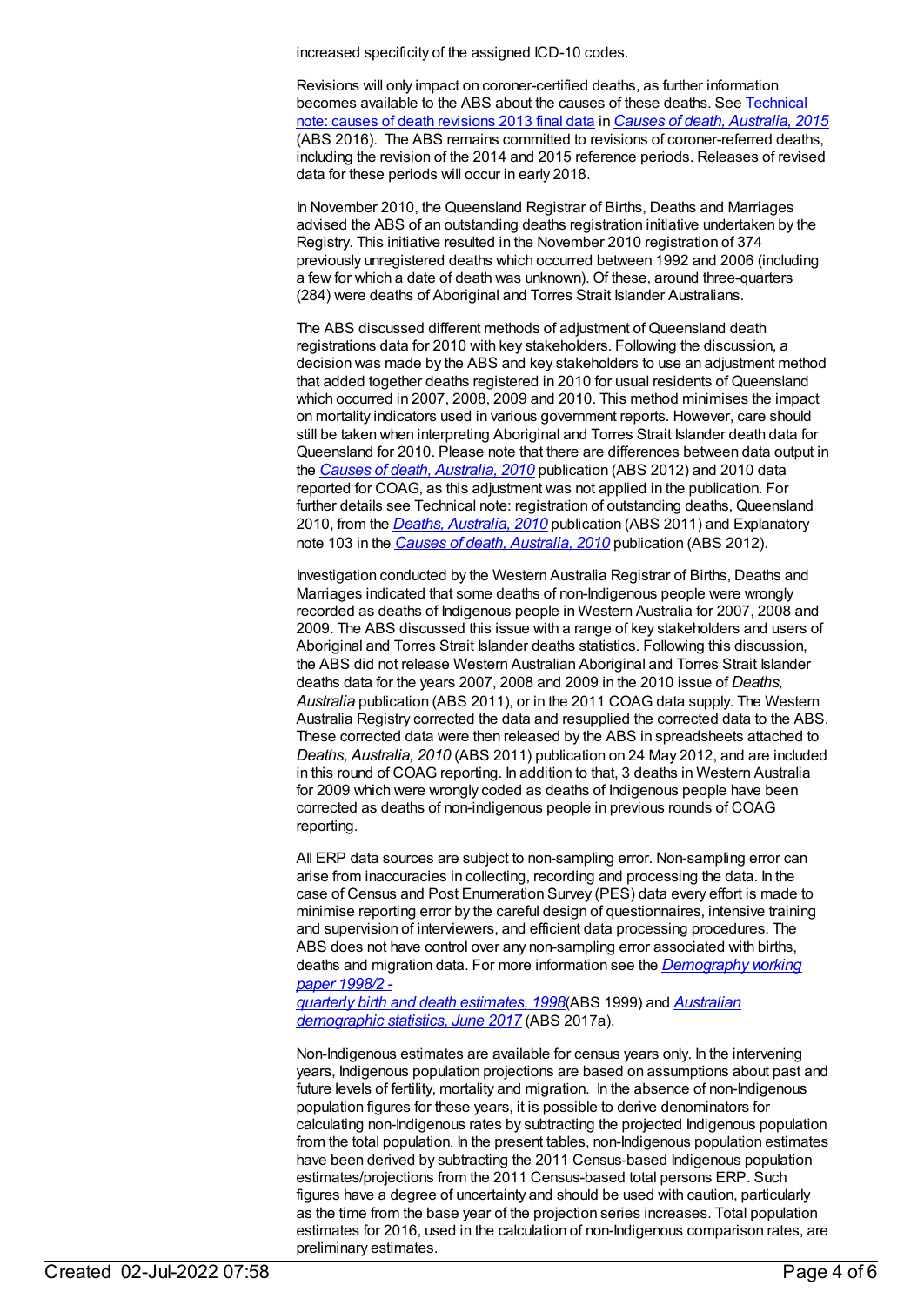increased specificity of the assigned ICD-10 codes.

Revisions will only impact on coroner-certified deaths, as further information becomes available to the ABS about the causes of these deaths. See [Technical note: causes of death revisions 2013 final data] in [*Causes of death, Australia, 2015*] (ABS 2016). The ABS remains committed to revisions of coroner-referred deaths, including the revision of the 2014 and 2015 reference periods. Releases of revised data for these periods will occur in early 2018.

In November 2010, the Queensland Registrar of Births, Deaths and Marriages advised the ABS of an outstanding deaths registration initiative undertaken by the Registry. This initiative resulted in the November 2010 registration of 374 previously unregistered deaths which occurred between 1992 and 2006 (including a few for which a date of death was unknown). Of these, around three-quarters (284) were deaths of Aboriginal and Torres Strait Islander Australians.

The ABS discussed different methods of adjustment of Queensland death registrations data for 2010 with key stakeholders. Following the discussion, a decision was made by the ABS and key stakeholders to use an adjustment method that added together deaths registered in 2010 for usual residents of Queensland which occurred in 2007, 2008, 2009 and 2010. This method minimises the impact on mortality indicators used in various government reports. However, care should still be taken when interpreting Aboriginal and Torres Strait Islander death data for Queensland for 2010. Please note that there are differences between data output in the [*Causes of death, Australia, 2010*] publication (ABS 2012) and 2010 data reported for COAG, as this adjustment was not applied in the publication. For further details see Technical note: registration of outstanding deaths, Queensland 2010, from the [*Deaths, Australia, 2010*] publication (ABS 2011) and Explanatory note 103 in the [*Causes of death, Australia, 2010*] publication (ABS 2012).

Investigation conducted by the Western Australia Registrar of Births, Deaths and Marriages indicated that some deaths of non-Indigenous people were wrongly recorded as deaths of Indigenous people in Western Australia for 2007, 2008 and 2009. The ABS discussed this issue with a range of key stakeholders and users of Aboriginal and Torres Strait Islander deaths statistics. Following this discussion, the ABS did not release Western Australian Aboriginal and Torres Strait Islander deaths data for the years 2007, 2008 and 2009 in the 2010 issue of *Deaths, Australia* publication (ABS 2011), or in the 2011 COAG data supply. The Western Australia Registry corrected the data and resupplied the corrected data to the ABS. These corrected data were then released by the ABS in spreadsheets attached to *Deaths, Australia, 2010* (ABS 2011) publication on 24 May 2012, and are included in this round of COAG reporting. In addition to that, 3 deaths in Western Australia for 2009 which were wrongly coded as deaths of Indigenous people have been corrected as deaths of non-indigenous people in previous rounds of COAG reporting.

All ERP data sources are subject to non-sampling error. Non-sampling error can arise from inaccuracies in collecting, recording and processing the data. In the case of Census and Post Enumeration Survey (PES) data every effort is made to minimise reporting error by the careful design of questionnaires, intensive training and supervision of interviewers, and efficient data processing procedures. The ABS does not have control over any non-sampling error associated with births, deaths and migration data. For more information see the [*Demography working paper 1998/2 - quarterly birth and death estimates, 1998*](ABS 1999) and [*Australian demographic statistics, June 2017*] (ABS 2017a).

Non-Indigenous estimates are available for census years only. In the intervening years, Indigenous population projections are based on assumptions about past and future levels of fertility, mortality and migration. In the absence of non-Indigenous population figures for these years, it is possible to derive denominators for calculating non-Indigenous rates by subtracting the projected Indigenous population from the total population. In the present tables, non-Indigenous population estimates have been derived by subtracting the 2011 Census-based Indigenous population estimates/projections from the 2011 Census-based total persons ERP. Such figures have a degree of uncertainty and should be used with caution, particularly as the time from the base year of the projection series increases. Total population estimates for 2016, used in the calculation of non-Indigenous comparison rates, are preliminary estimates.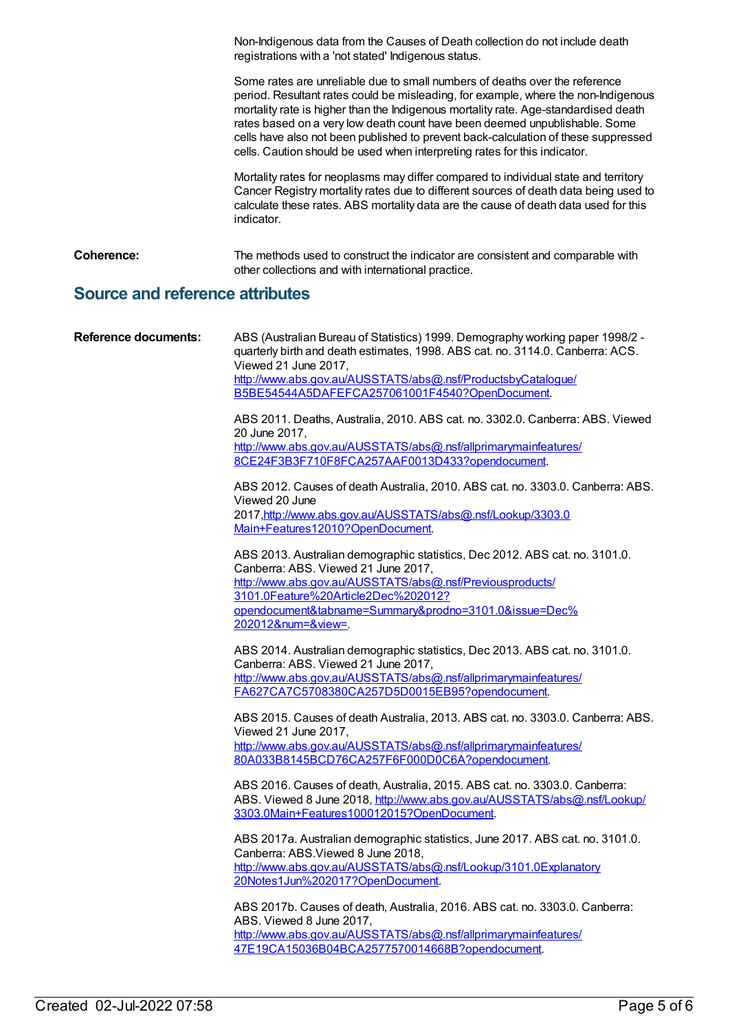Non-Indigenous data from the Causes of Death collection do not include death registrations with a 'not stated' Indigenous status.

Some rates are unreliable due to small numbers of deaths over the reference period. Resultant rates could be misleading, for example, where the non-Indigenous mortality rate is higher than the Indigenous mortality rate. Age-standardised death rates based on a very low death count have been deemed unpublishable. Some cells have also not been published to prevent back-calculation of these suppressed cells. Caution should be used when interpreting rates for this indicator.

Mortality rates for neoplasms may differ compared to individual state and territory Cancer Registry mortality rates due to different sources of death data being used to calculate these rates. ABS mortality data are the cause of death data used for this indicator.

**Coherence:** The methods used to construct the indicator are consistent and comparable with other collections and with international practice.

## Source and reference attributes

**Reference documents:**

ABS (Australian Bureau of Statistics) 1999. Demography working paper 1998/2 - quarterly birth and death estimates, 1998. ABS cat. no. 3114.0. Canberra: ACS. Viewed 21 June 2017, http://www.abs.gov.au/AUSSTATS/abs@.nsf/ProductsbyCatalogue/B5BE54544A5DAFEFCA257061001F4540?OpenDocument.

ABS 2011. Deaths, Australia, 2010. ABS cat. no. 3302.0. Canberra: ABS. Viewed 20 June 2017, http://www.abs.gov.au/AUSSTATS/abs@.nsf/allprimarymainfeatures/8CE24F3B3F710F8FCA257AAF0013D433?opendocument.

ABS 2012. Causes of death Australia, 2010. ABS cat. no. 3303.0. Canberra: ABS. Viewed 20 June 2017,http://www.abs.gov.au/AUSSTATS/abs@.nsf/Lookup/3303.0Main+Features12010?OpenDocument.

ABS 2013. Australian demographic statistics, Dec 2012. ABS cat. no. 3101.0. Canberra: ABS. Viewed 21 June 2017, http://www.abs.gov.au/AUSSTATS/abs@.nsf/Previousproducts/3101.0Feature%20Article2Dec%202012?opendocument&tabname=Summary&prodno=3101.0&issue=Dec%202012&num=&view=.

ABS 2014. Australian demographic statistics, Dec 2013. ABS cat. no. 3101.0. Canberra: ABS. Viewed 21 June 2017, http://www.abs.gov.au/AUSSTATS/abs@.nsf/allprimarymainfeatures/FA627CA7C5708380CA257D5D0015EB95?opendocument.

ABS 2015. Causes of death Australia, 2013. ABS cat. no. 3303.0. Canberra: ABS. Viewed 21 June 2017, http://www.abs.gov.au/AUSSTATS/abs@.nsf/allprimarymainfeatures/80A033B8145BCD76CA257F6F000D0C6A?opendocument.

ABS 2016. Causes of death, Australia, 2015. ABS cat. no. 3303.0. Canberra: ABS. Viewed 8 June 2018, http://www.abs.gov.au/AUSSTATS/abs@.nsf/Lookup/3303.0Main+Features100012015?OpenDocument.

ABS 2017a. Australian demographic statistics, June 2017. ABS cat. no. 3101.0. Canberra: ABS.Viewed 8 June 2018, http://www.abs.gov.au/AUSSTATS/abs@.nsf/Lookup/3101.0Explanatory20Notes1Jun%202017?OpenDocument.

ABS 2017b. Causes of death, Australia, 2016. ABS cat. no. 3303.0. Canberra: ABS. Viewed 8 June 2017, http://www.abs.gov.au/AUSSTATS/abs@.nsf/allprimarymainfeatures/47E19CA15036B04BCA2577570014668B?opendocument.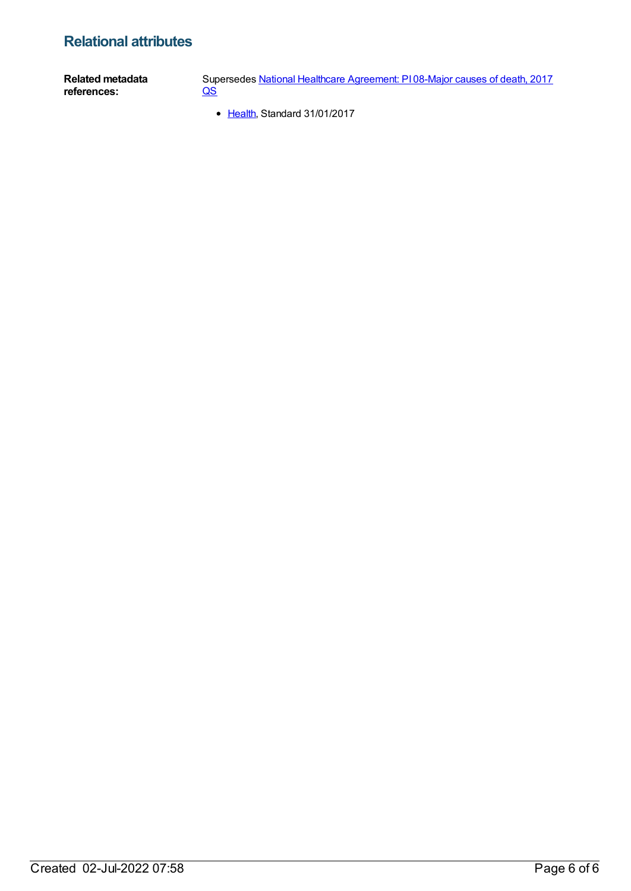## Relational attributes

**Related metadata references:**

Supersedes National Healthcare Agreement: PI 08-Major causes of death, 2017 QS

- Health, Standard 31/01/2017